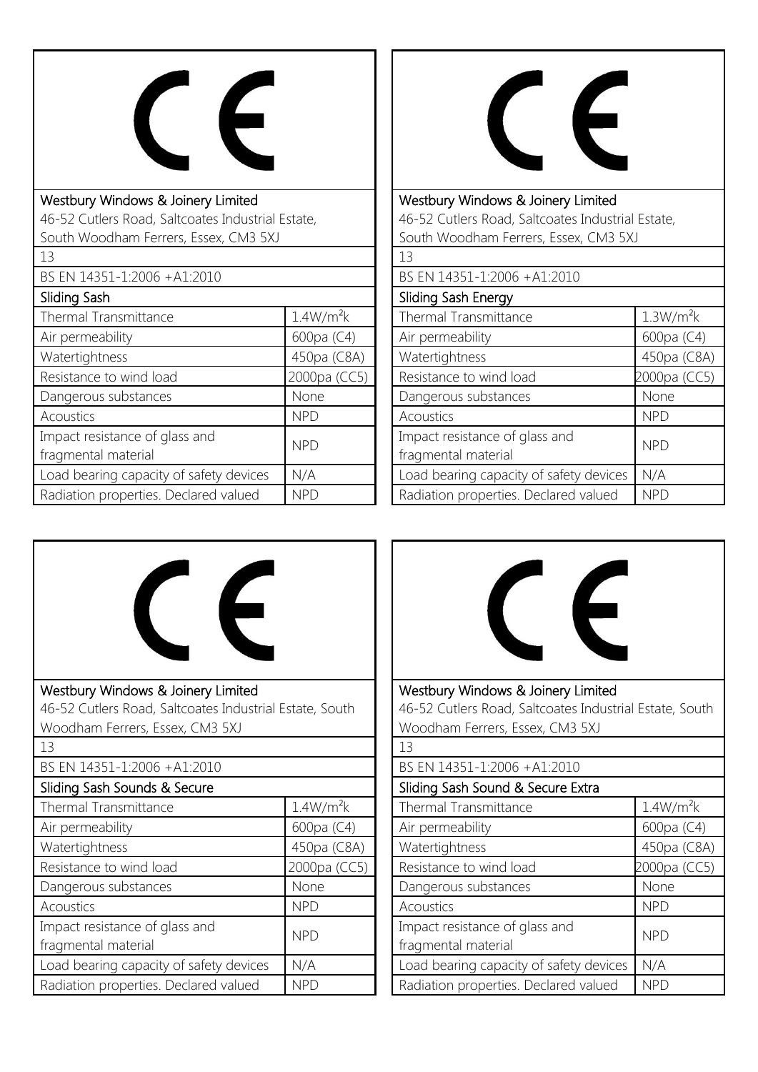CE

Westbury Windows & Joinery Limited
46-52 Cutlers Road, Saltcoates Industrial Estate,
South Woodham Ferrers, Essex, CM3 5XJ

13

BS EN 14351-1:2006 +A1:2010

| Sliding Sash | |
|---|---|
| Thermal Transmittance | $1.4W/m^2k$ |
| Air permeability | 600pa (C4) |
| Watertightness | 450pa (C8A) |
| Resistance to wind load | 2000pa (CC5) |
| Dangerous substances | None |
| Acoustics | NPD |
| Impact resistance of glass and fragmental material | NPD |
| Load bearing capacity of safety devices | N/A |
| Radiation properties. Declared valued | NPD |

CE

Westbury Windows & Joinery Limited
46-52 Cutlers Road, Saltcoates Industrial Estate,
South Woodham Ferrers, Essex, CM3 5XJ

13

BS EN 14351-1:2006 +A1:2010

| Sliding Sash Energy | |
|---|---|
| Thermal Transmittance | $1.3W/m^2k$ |
| Air permeability | 600pa (C4) |
| Watertightness | 450pa (C8A) |
| Resistance to wind load | 2000pa (CC5) |
| Dangerous substances | None |
| Acoustics | NPD |
| Impact resistance of glass and fragmental material | NPD |
| Load bearing capacity of safety devices | N/A |
| Radiation properties. Declared valued | NPD |

CE

Westbury Windows & Joinery Limited
46-52 Cutlers Road, Saltcoates Industrial Estate, South
Woodham Ferrers, Essex, CM3 5XJ

13

BS EN 14351-1:2006 +A1:2010

| Sliding Sash Sounds & Secure | |
|---|---|
| Thermal Transmittance | $1.4W/m^2k$ |
| Air permeability | 600pa (C4) |
| Watertightness | 450pa (C8A) |
| Resistance to wind load | 2000pa (CC5) |
| Dangerous substances | None |
| Acoustics | NPD |
| Impact resistance of glass and fragmental material | NPD |
| Load bearing capacity of safety devices | N/A |
| Radiation properties. Declared valued | NPD |

CE

Westbury Windows & Joinery Limited
46-52 Cutlers Road, Saltcoates Industrial Estate, South
Woodham Ferrers, Essex, CM3 5XJ

13

BS EN 14351-1:2006 +A1:2010

| Sliding Sash Sound & Secure Extra | |
|---|---|
| Thermal Transmittance | $1.4W/m^2k$ |
| Air permeability | 600pa (C4) |
| Watertightness | 450pa (C8A) |
| Resistance to wind load | 2000pa (CC5) |
| Dangerous substances | None |
| Acoustics | NPD |
| Impact resistance of glass and fragmental material | NPD |
| Load bearing capacity of safety devices | N/A |
| Radiation properties. Declared valued | NPD |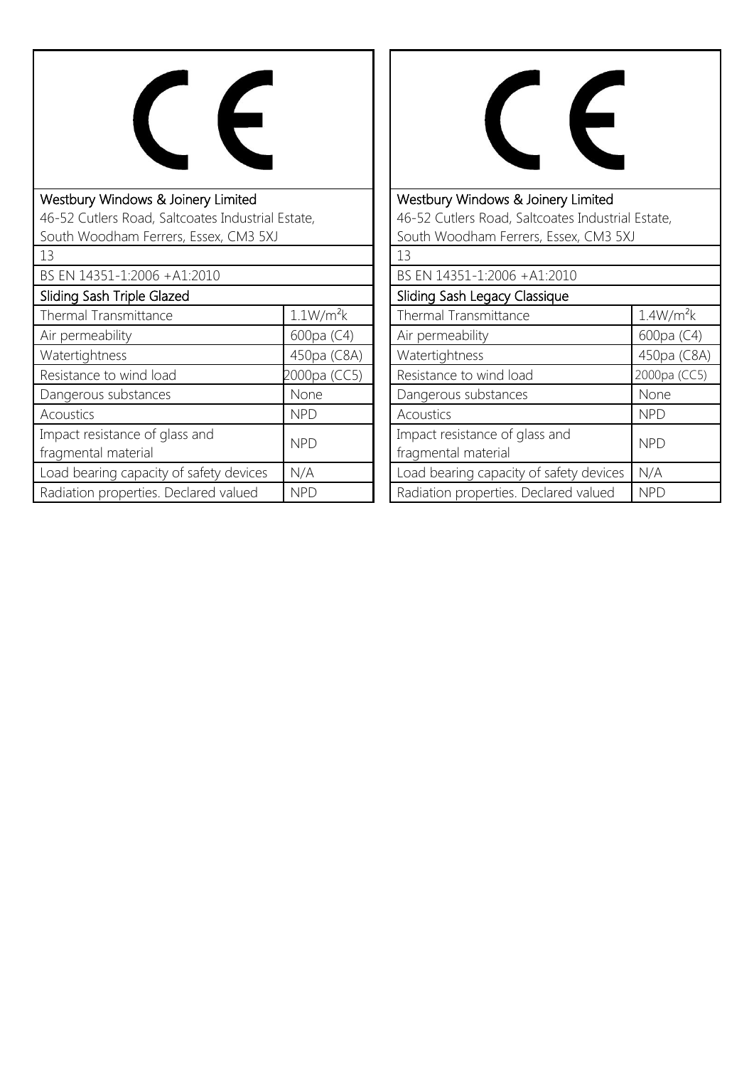CE

| Westbury Windows & Joinery Limited | |
|---|---|
| 46-52 Cutlers Road, Saltcoates Industrial Estate, South Woodham Ferrers, Essex, CM3 5XJ | |
| 13 | |
| BS EN 14351-1:2006 +A1:2010 | |
| Sliding Sash Triple Glazed | |
| Thermal Transmittance | $1.1W/m^2k$ |
| Air permeability | 600pa (C4) |
| Watertightness | 450pa (C8A) |
| Resistance to wind load | 2000pa (CC5) |
| Dangerous substances | None |
| Acoustics | NPD |
| Impact resistance of glass and fragmental material | NPD |
| Load bearing capacity of safety devices | N/A |
| Radiation properties. Declared valued | NPD |

CE

| Westbury Windows & Joinery Limited | |
|---|---|
| 46-52 Cutlers Road, Saltcoates Industrial Estate, South Woodham Ferrers, Essex, CM3 5XJ | |
| 13 | |
| BS EN 14351-1:2006 +A1:2010 | |
| Sliding Sash Legacy Classique | |
| Thermal Transmittance | $1.4W/m^2k$ |
| Air permeability | 600pa (C4) |
| Watertightness | 450pa (C8A) |
| Resistance to wind load | 2000pa (CC5) |
| Dangerous substances | None |
| Acoustics | NPD |
| Impact resistance of glass and fragmental material | NPD |
| Load bearing capacity of safety devices | N/A |
| Radiation properties. Declared valued | NPD |